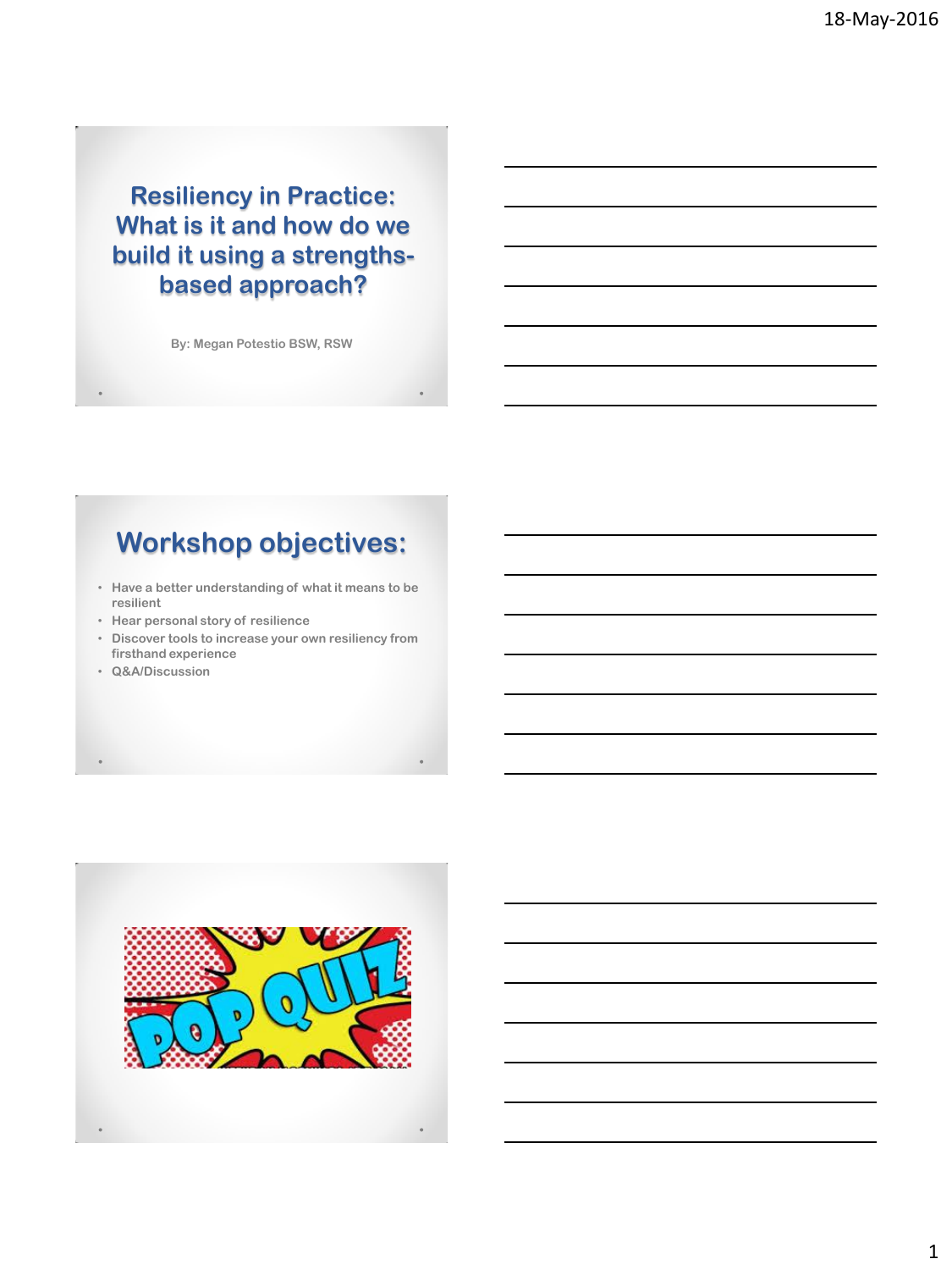# Resiliency in Practice: What is it and how do we build it using a strengths-based approach?

By: Megan Potestio BSW, RSW

## Workshop objectives:

- Have a better understanding of what it means to be resilient
- Hear personal story of resilience
- Discover tools to increase your own resiliency from firsthand experience
- Q&A/Discussion

POP QUIZ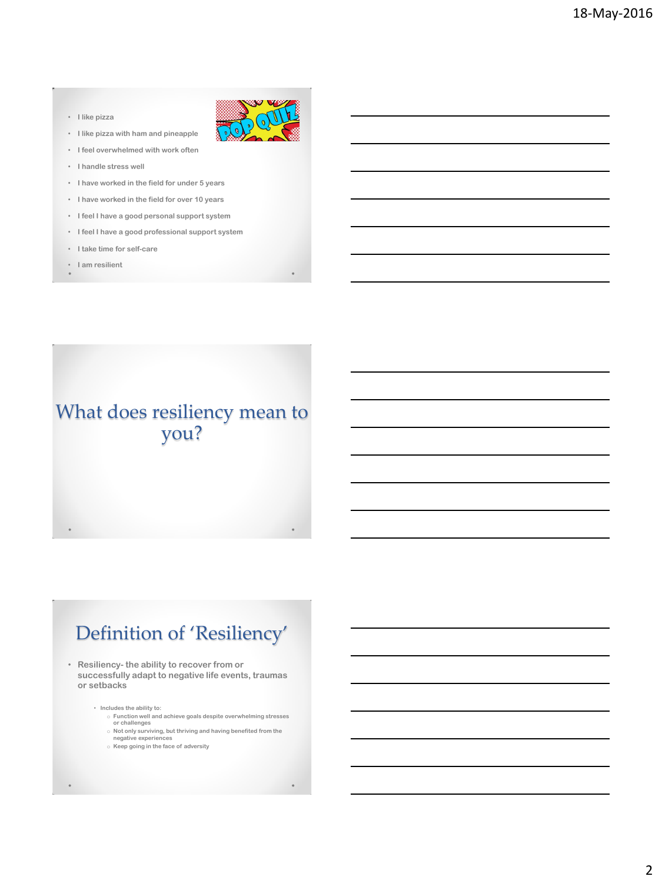- I like pizza
- I like pizza with ham and pineapple
- I feel overwhelmed with work often
- I handle stress well
- I have worked in the field for under 5 years
- I have worked in the field for over 10 years
- I feel I have a good personal support system
- I feel I have a good professional support system
- I take time for self-care
- I am resilient

# What does resiliency mean to you?

# Definition of 'Resiliency'

- Resiliency- the ability to recover from or successfully adapt to negative life events, traumas or setbacks
  - Includes the ability to:
    - Function well and achieve goals despite overwhelming stresses or challenges
    - Not only surviving, but thriving and having benefited from the negative experiences
    - Keep going in the face of adversity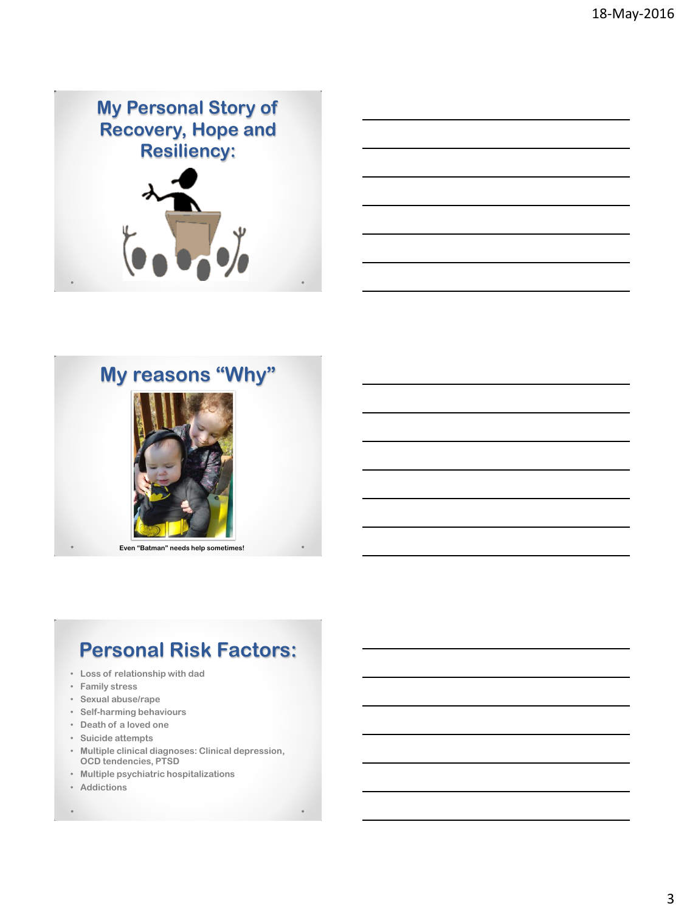# My Personal Story of Recovery, Hope and Resiliency:

# My reasons "Why"

Even "Batman" needs help sometimes!

# Personal Risk Factors:

- Loss of relationship with dad
- Family stress
- Sexual abuse/rape
- Self-harming behaviours
- Death of a loved one
- Suicide attempts
- Multiple clinical diagnoses: Clinical depression, OCD tendencies, PTSD
- Multiple psychiatric hospitalizations
- Addictions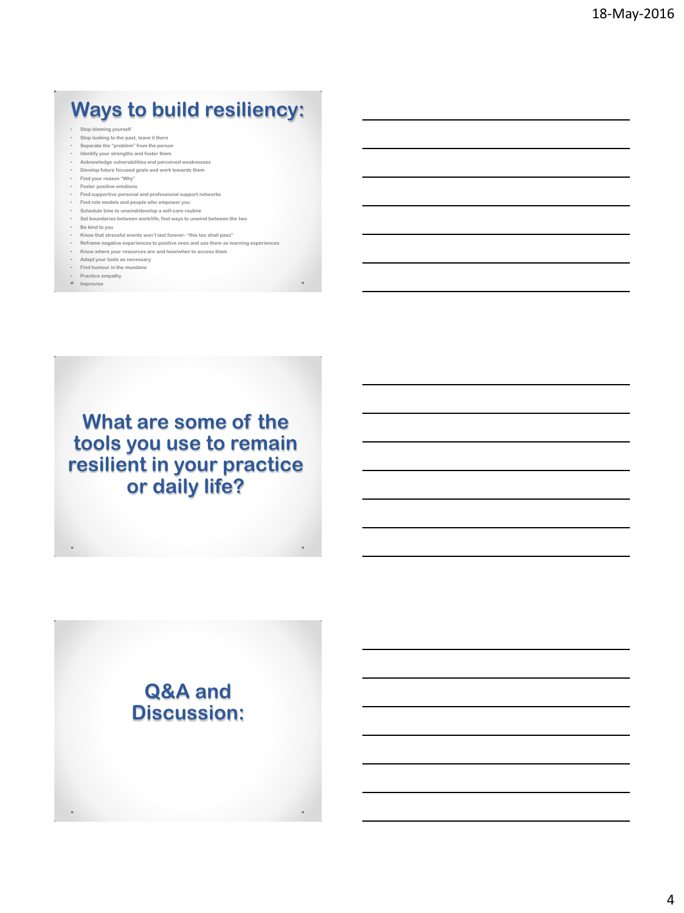## Ways to build resiliency:

- Stop blaming yourself
- Stop looking to the past, leave it there
- Separate the "problem" from the person
- Identify your strengths and foster them
- Acknowledge vulnerabilities and perceived weaknesses
- Develop future focused goals and work towards them
- Find your reason "Why"
- Foster positive emotions
- Find supportive personal and professional support networks
- Find role models and people who empower you
- Schedule time to unwind/develop a self-care routine
- Set boundaries between work/life, find ways to unwind between the two
- Be kind to you
- Know that stressful events won't last forever- "this too shall pass"
- Reframe negative experiences to positive ones and use them as learning experiences
- Know where your resources are and how/when to access them
- Adapt your tools as necessary
- Find humour in the mundane
- Practice empathy
- Improvise

## What are some of the tools you use to remain resilient in your practice or daily life?

## Q&A and Discussion: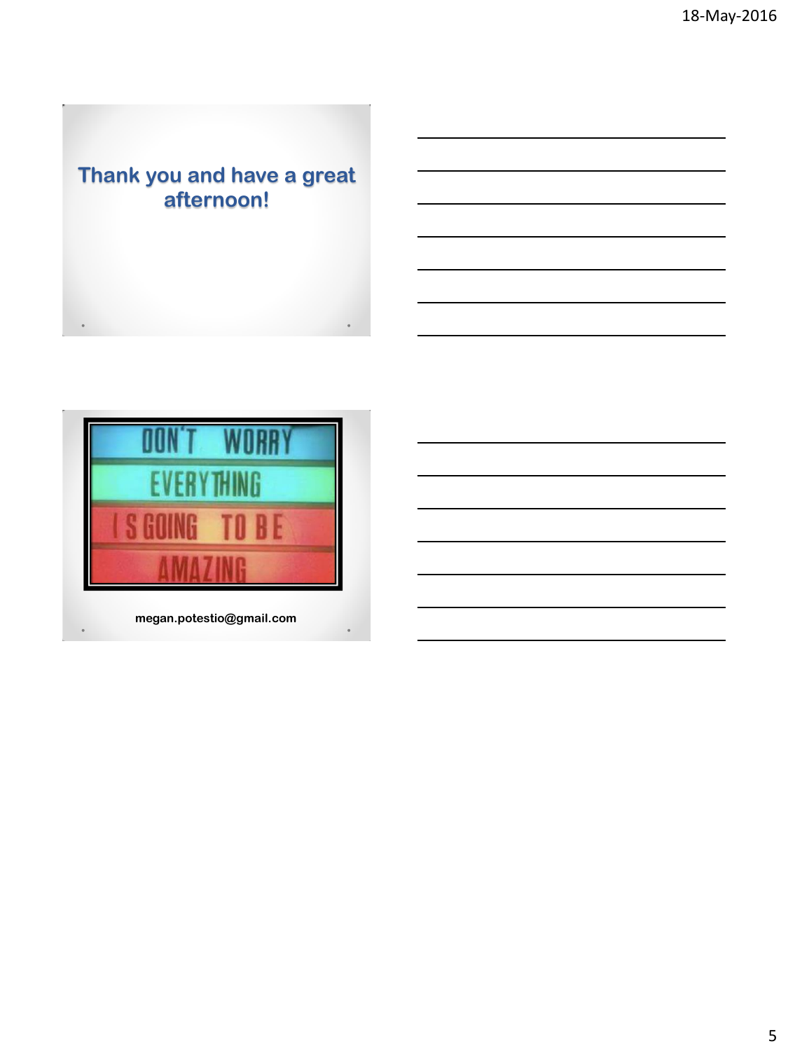## Thank you and have a great afternoon!

DON'T WORRY
EVERYTHING
IS GOING TO BE
AMAZING

megan.potestio@gmail.com